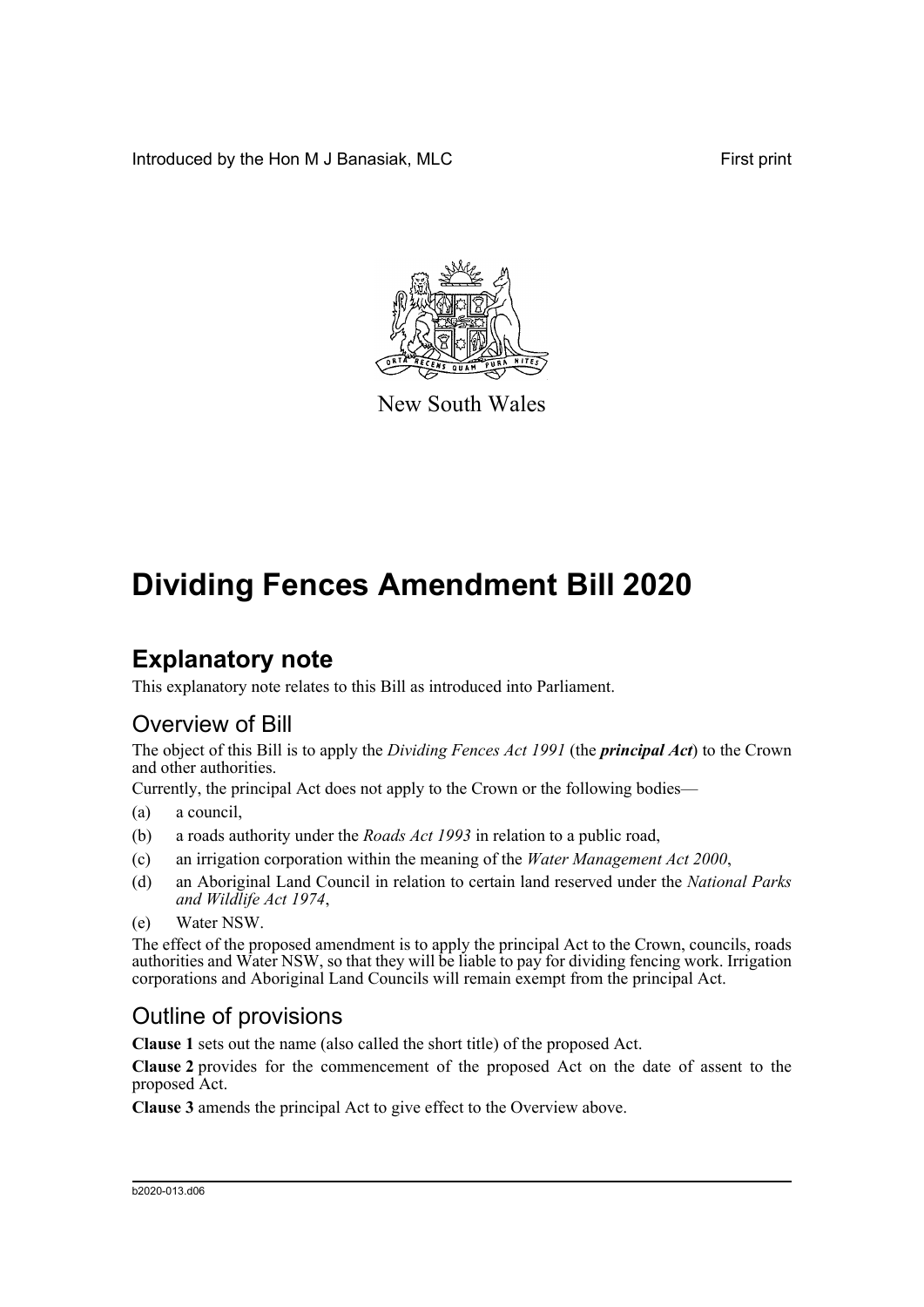Introduced by the Hon M J Banasiak, MLC

First print

New South Wales

# Dividing Fences Amendment Bill 2020

## Explanatory note

This explanatory note relates to this Bill as introduced into Parliament.

### Overview of Bill

The object of this Bill is to apply the *Dividing Fences Act 1991* (the ***principal Act***) to the Crown and other authorities.

Currently, the principal Act does not apply to the Crown or the following bodies—

(a) a council,

(b) a roads authority under the *Roads Act 1993* in relation to a public road,

(c) an irrigation corporation within the meaning of the *Water Management Act 2000*,

(d) an Aboriginal Land Council in relation to certain land reserved under the *National Parks and Wildlife Act 1974*,

(e) Water NSW.

The effect of the proposed amendment is to apply the principal Act to the Crown, councils, roads authorities and Water NSW, so that they will be liable to pay for dividing fencing work. Irrigation corporations and Aboriginal Land Councils will remain exempt from the principal Act.

### Outline of provisions

**Clause 1** sets out the name (also called the short title) of the proposed Act.

**Clause 2** provides for the commencement of the proposed Act on the date of assent to the proposed Act.

**Clause 3** amends the principal Act to give effect to the Overview above.

b2020-013.d06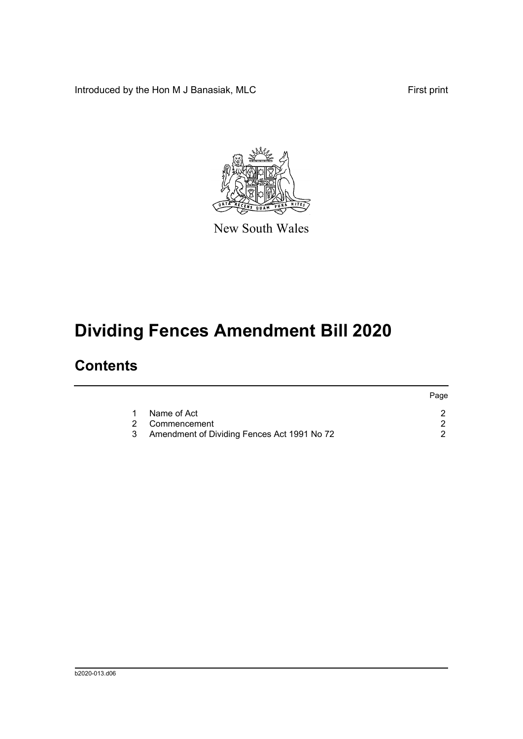Introduced by the Hon M J Banasiak, MLC

First print

New South Wales

# Dividing Fences Amendment Bill 2020

## Contents

| | | Page |
| --- | --- | --- |
| 1 | Name of Act | 2 |
| 2 | Commencement | 2 |
| 3 | Amendment of Dividing Fences Act 1991 No 72 | 2 |

b2020-013.d06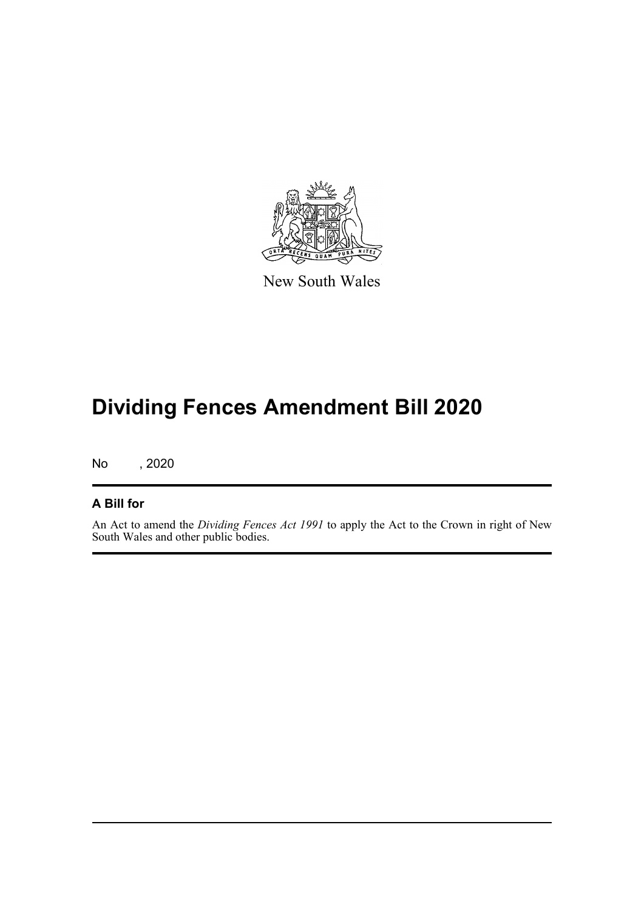New South Wales

# Dividing Fences Amendment Bill 2020

No , 2020

### A Bill for

An Act to amend the *Dividing Fences Act 1991* to apply the Act to the Crown in right of New South Wales and other public bodies.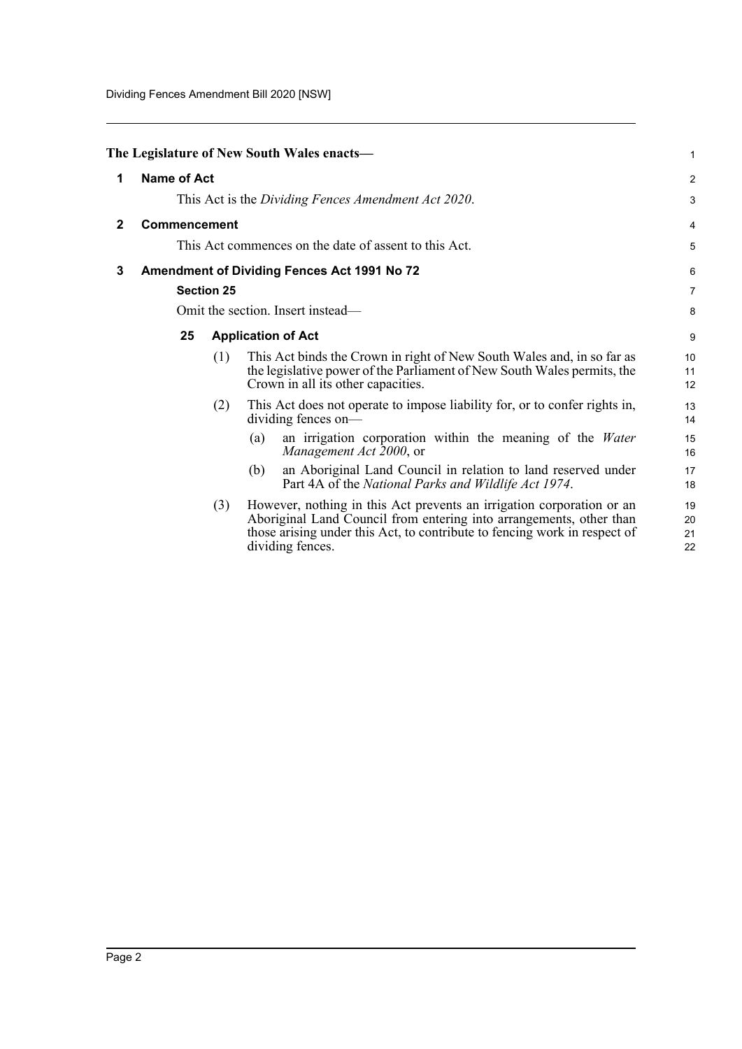The Legislature of New South Wales enacts—

## 1 Name of Act

This Act is the *Dividing Fences Amendment Act 2020*.

## 2 Commencement

This Act commences on the date of assent to this Act.

## 3 Amendment of Dividing Fences Act 1991 No 72

### Section 25

Omit the section. Insert instead—

**25 Application of Act**

(1) This Act binds the Crown in right of New South Wales and, in so far as the legislative power of the Parliament of New South Wales permits, the Crown in all its other capacities.

(2) This Act does not operate to impose liability for, or to confer rights in, dividing fences on—

(a) an irrigation corporation within the meaning of the *Water Management Act 2000*, or

(b) an Aboriginal Land Council in relation to land reserved under Part 4A of the *National Parks and Wildlife Act 1974*.

(3) However, nothing in this Act prevents an irrigation corporation or an Aboriginal Land Council from entering into arrangements, other than those arising under this Act, to contribute to fencing work in respect of dividing fences.